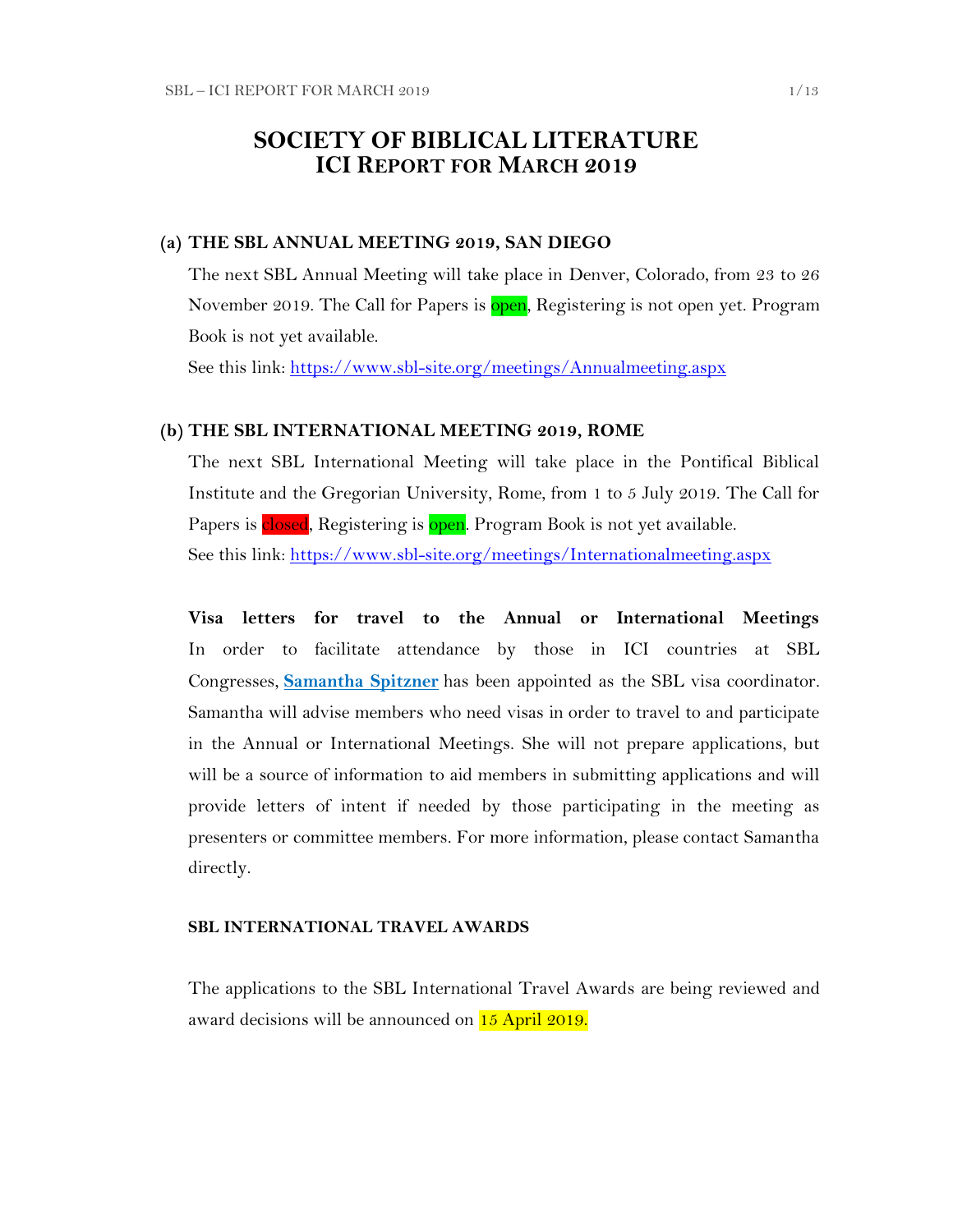# SOCIETY OF BIBLICAL LITERATURE
## ICI REPORT FOR MARCH 2019

### (a) THE SBL ANNUAL MEETING 2019, SAN DIEGO

The next SBL Annual Meeting will take place in Denver, Colorado, from 23 to 26 November 2019. The Call for Papers is open, Registering is not open yet. Program Book is not yet available.

See this link: https://www.sbl-site.org/meetings/Annualmeeting.aspx

### (b) THE SBL INTERNATIONAL MEETING 2019, ROME

The next SBL International Meeting will take place in the Pontifical Biblical Institute and the Gregorian University, Rome, from 1 to 5 July 2019. The Call for Papers is closed, Registering is open. Program Book is not yet available.

See this link: https://www.sbl-site.org/meetings/Internationalmeeting.aspx

**Visa letters for travel to the Annual or International Meetings**
In order to facilitate attendance by those in ICI countries at SBL Congresses, **Samantha Spitzner** has been appointed as the SBL visa coordinator. Samantha will advise members who need visas in order to travel to and participate in the Annual or International Meetings. She will not prepare applications, but will be a source of information to aid members in submitting applications and will provide letters of intent if needed by those participating in the meeting as presenters or committee members. For more information, please contact Samantha directly.

#### SBL INTERNATIONAL TRAVEL AWARDS

The applications to the SBL International Travel Awards are being reviewed and award decisions will be announced on 15 April 2019.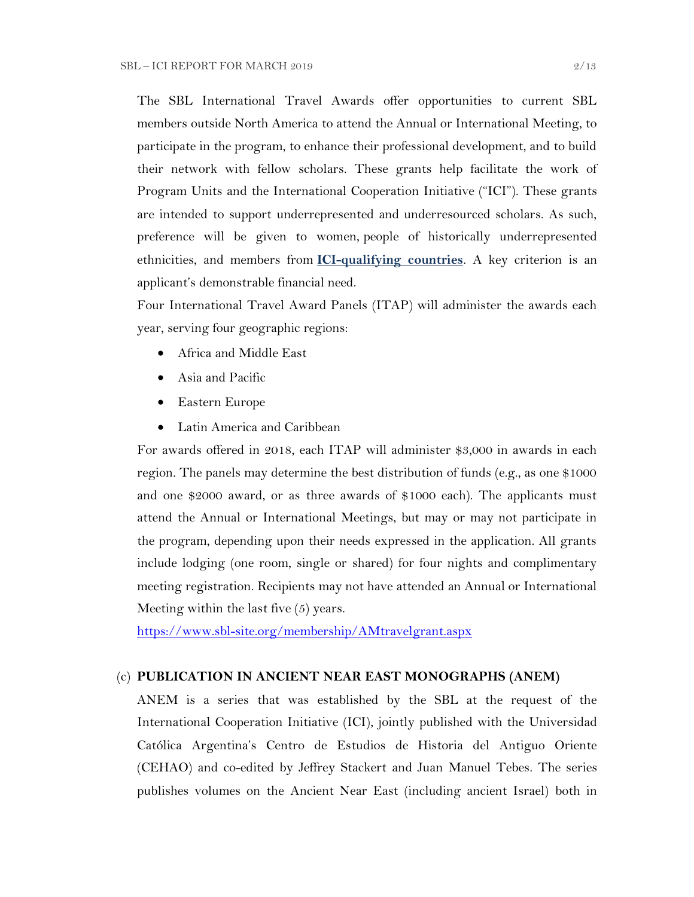The SBL International Travel Awards offer opportunities to current SBL members outside North America to attend the Annual or International Meeting, to participate in the program, to enhance their professional development, and to build their network with fellow scholars. These grants help facilitate the work of Program Units and the International Cooperation Initiative ("ICI"). These grants are intended to support underrepresented and underresourced scholars. As such, preference will be given to women, people of historically underrepresented ethnicities, and members from **ICI-qualifying countries**. A key criterion is an applicant's demonstrable financial need.

Four International Travel Award Panels (ITAP) will administer the awards each year, serving four geographic regions:

- Africa and Middle East
- Asia and Pacific
- Eastern Europe
- Latin America and Caribbean

For awards offered in 2018, each ITAP will administer $3,000 in awards in each region. The panels may determine the best distribution of funds (e.g., as one $1000 and one $2000 award, or as three awards of $1000 each). The applicants must attend the Annual or International Meetings, but may or may not participate in the program, depending upon their needs expressed in the application. All grants include lodging (one room, single or shared) for four nights and complimentary meeting registration. Recipients may not have attended an Annual or International Meeting within the last five (5) years.

https://www.sbl-site.org/membership/AMtravelgrant.aspx

(c) **PUBLICATION IN ANCIENT NEAR EAST MONOGRAPHS (ANEM)**

ANEM is a series that was established by the SBL at the request of the International Cooperation Initiative (ICI), jointly published with the Universidad Católica Argentina's Centro de Estudios de Historia del Antiguo Oriente (CEHAO) and co-edited by Jeffrey Stackert and Juan Manuel Tebes. The series publishes volumes on the Ancient Near East (including ancient Israel) both in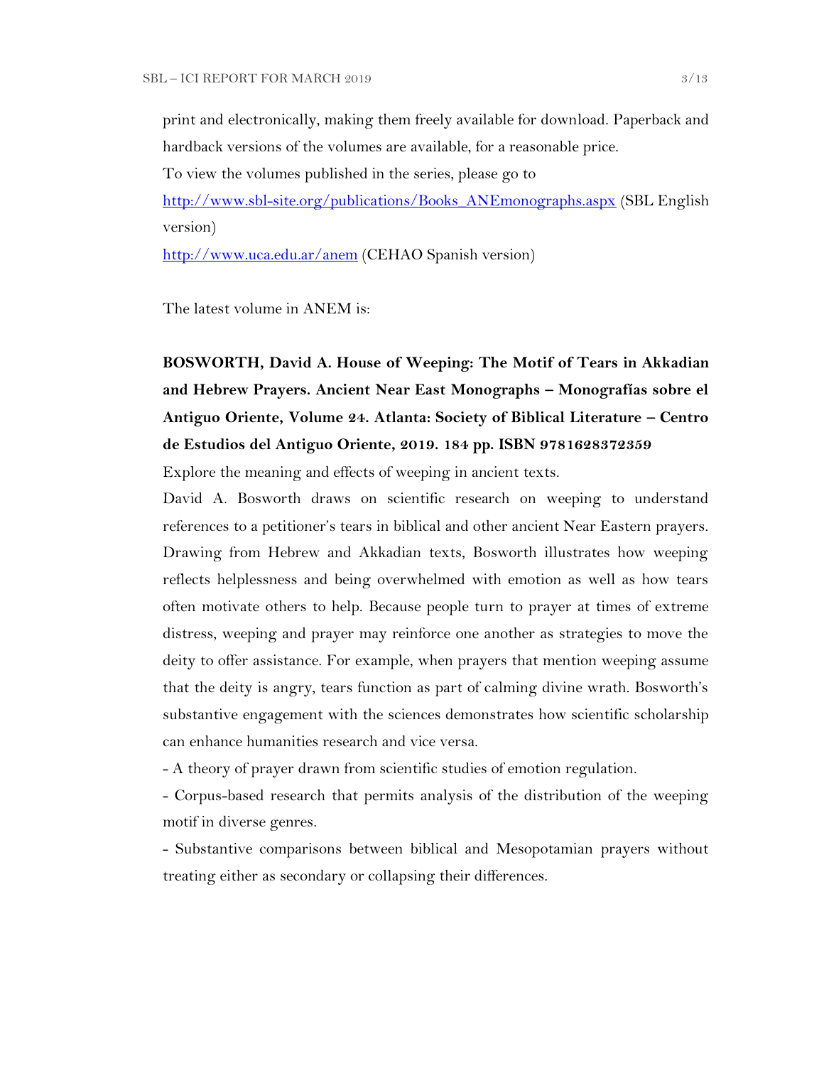print and electronically, making them freely available for download. Paperback and hardback versions of the volumes are available, for a reasonable price.

To view the volumes published in the series, please go to

[http://www.sbl-site.org/publications/Books_ANEmonographs.aspx](http://www.sbl-site.org/publications/Books_ANEmonographs.aspx) (SBL English version)

[http://www.uca.edu.ar/anem](http://www.uca.edu.ar/anem) (CEHAO Spanish version)

The latest volume in ANEM is:

**BOSWORTH, David A. House of Weeping: The Motif of Tears in Akkadian and Hebrew Prayers. Ancient Near East Monographs – Monografías sobre el Antiguo Oriente, Volume 24. Atlanta: Society of Biblical Literature – Centro de Estudios del Antiguo Oriente, 2019. 184 pp. ISBN 9781628372359**

Explore the meaning and effects of weeping in ancient texts.

David A. Bosworth draws on scientific research on weeping to understand references to a petitioner's tears in biblical and other ancient Near Eastern prayers. Drawing from Hebrew and Akkadian texts, Bosworth illustrates how weeping reflects helplessness and being overwhelmed with emotion as well as how tears often motivate others to help. Because people turn to prayer at times of extreme distress, weeping and prayer may reinforce one another as strategies to move the deity to offer assistance. For example, when prayers that mention weeping assume that the deity is angry, tears function as part of calming divine wrath. Bosworth's substantive engagement with the sciences demonstrates how scientific scholarship can enhance humanities research and vice versa.

- A theory of prayer drawn from scientific studies of emotion regulation.
- Corpus-based research that permits analysis of the distribution of the weeping motif in diverse genres.
- Substantive comparisons between biblical and Mesopotamian prayers without treating either as secondary or collapsing their differences.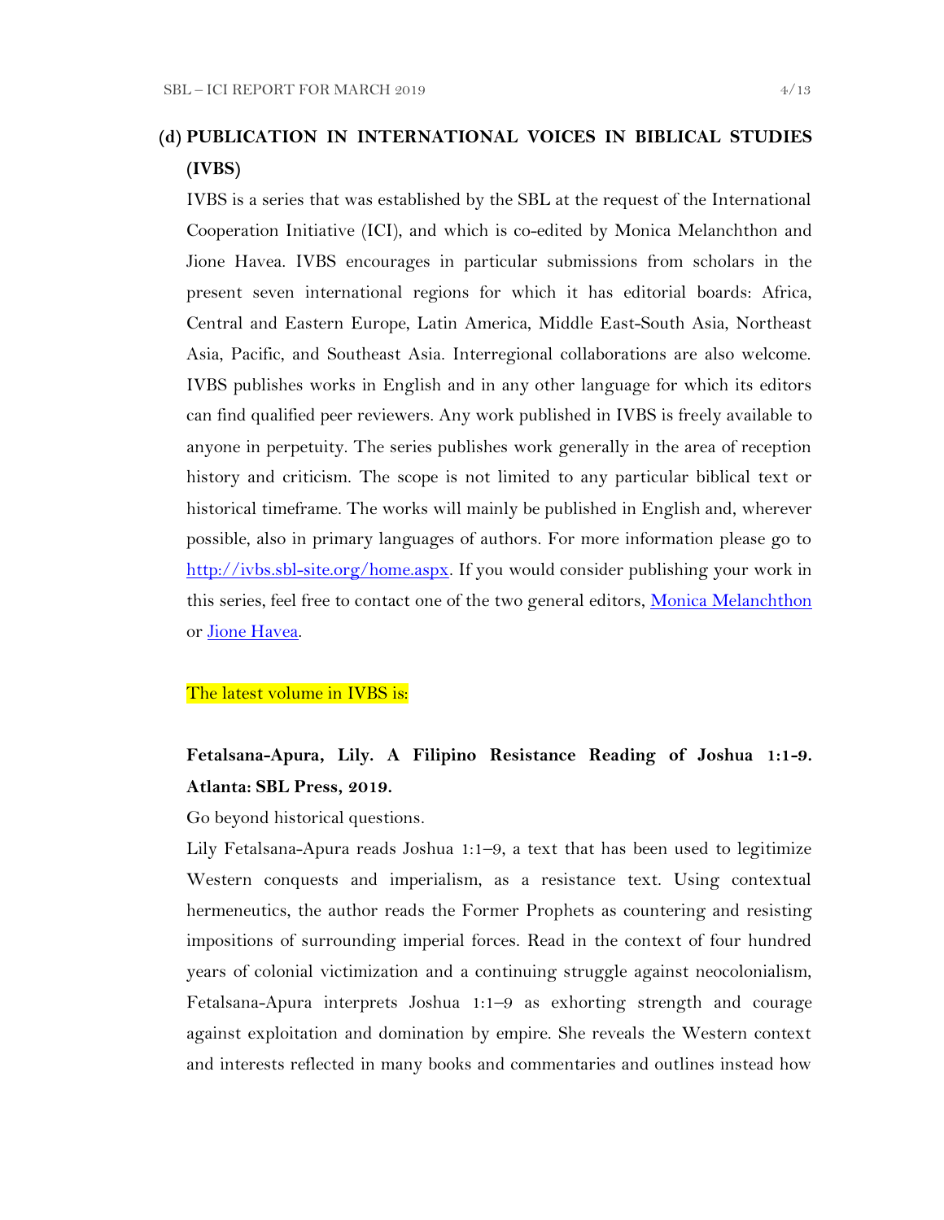## (d) PUBLICATION IN INTERNATIONAL VOICES IN BIBLICAL STUDIES (IVBS)

IVBS is a series that was established by the SBL at the request of the International Cooperation Initiative (ICI), and which is co-edited by Monica Melanchthon and Jione Havea. IVBS encourages in particular submissions from scholars in the present seven international regions for which it has editorial boards: Africa, Central and Eastern Europe, Latin America, Middle East-South Asia, Northeast Asia, Pacific, and Southeast Asia. Interregional collaborations are also welcome. IVBS publishes works in English and in any other language for which its editors can find qualified peer reviewers. Any work published in IVBS is freely available to anyone in perpetuity. The series publishes work generally in the area of reception history and criticism. The scope is not limited to any particular biblical text or historical timeframe. The works will mainly be published in English and, wherever possible, also in primary languages of authors. For more information please go to [http://ivbs.sbl-site.org/home.aspx](http://ivbs.sbl-site.org/home.aspx). If you would consider publishing your work in this series, feel free to contact one of the two general editors, Monica Melanchthon or Jione Havea.

The latest volume in IVBS is:

**Fetalsana-Apura, Lily. A Filipino Resistance Reading of Joshua 1:1-9. Atlanta: SBL Press, 2019.**

Go beyond historical questions.

Lily Fetalsana-Apura reads Joshua 1:1–9, a text that has been used to legitimize Western conquests and imperialism, as a resistance text. Using contextual hermeneutics, the author reads the Former Prophets as countering and resisting impositions of surrounding imperial forces. Read in the context of four hundred years of colonial victimization and a continuing struggle against neocolonialism, Fetalsana-Apura interprets Joshua 1:1–9 as exhorting strength and courage against exploitation and domination by empire. She reveals the Western context and interests reflected in many books and commentaries and outlines instead how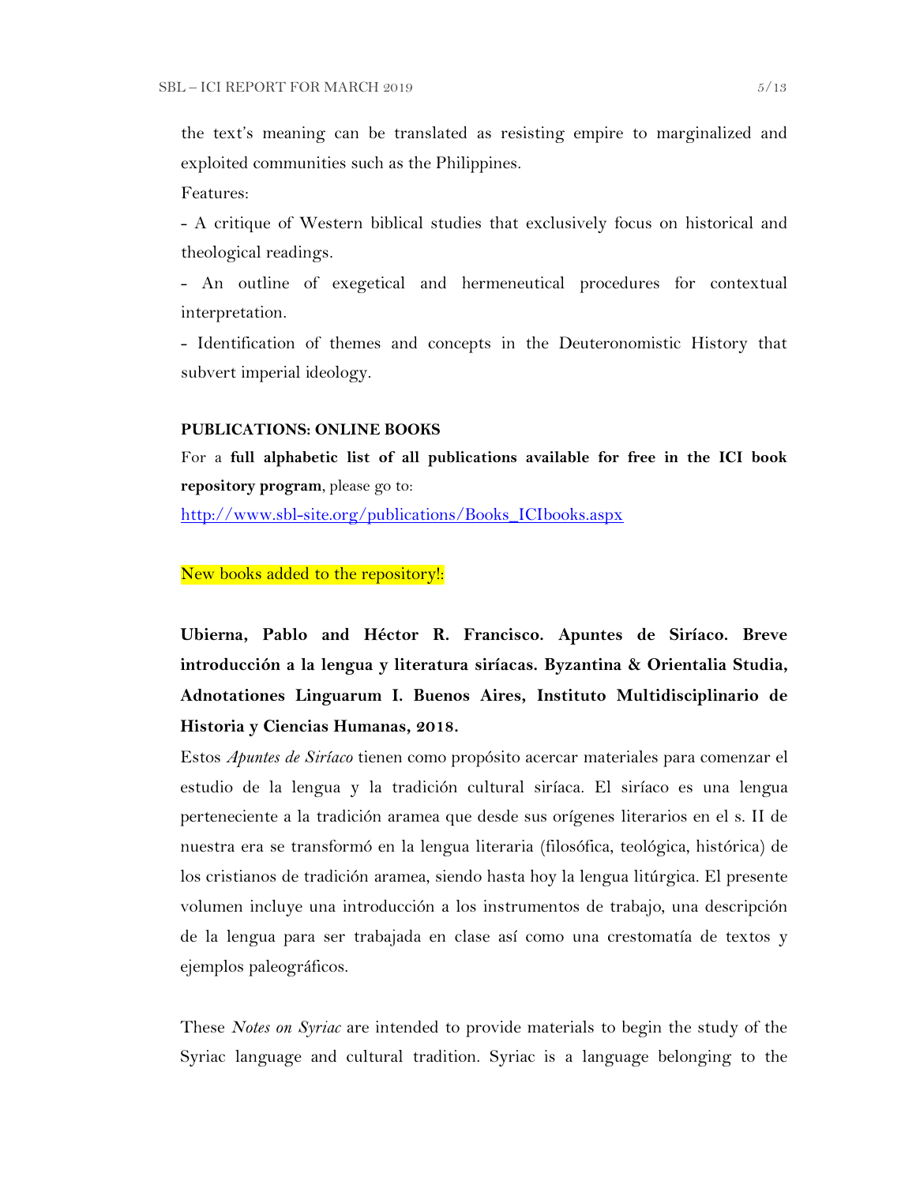the text's meaning can be translated as resisting empire to marginalized and exploited communities such as the Philippines.

Features:

- A critique of Western biblical studies that exclusively focus on historical and theological readings.

- An outline of exegetical and hermeneutical procedures for contextual interpretation.

- Identification of themes and concepts in the Deuteronomistic History that subvert imperial ideology.

**PUBLICATIONS: ONLINE BOOKS**

For a **full alphabetic list of all publications available for free in the ICI book repository program**, please go to:

[http://www.sbl-site.org/publications/Books_ICIbooks.aspx](http://www.sbl-site.org/publications/Books_ICIbooks.aspx)

New books added to the repository!:

**Ubierna, Pablo and Héctor R. Francisco. Apuntes de Siríaco. Breve introducción a la lengua y literatura siríacas. Byzantina & Orientalia Studia, Adnotationes Linguarum I. Buenos Aires, Instituto Multidisciplinario de Historia y Ciencias Humanas, 2018.**

Estos *Apuntes de Siríaco* tienen como propósito acercar materiales para comenzar el estudio de la lengua y la tradición cultural siríaca. El siríaco es una lengua perteneciente a la tradición aramea que desde sus orígenes literarios en el s. II de nuestra era se transformó en la lengua literaria (filosófica, teológica, histórica) de los cristianos de tradición aramea, siendo hasta hoy la lengua litúrgica. El presente volumen incluye una introducción a los instrumentos de trabajo, una descripción de la lengua para ser trabajada en clase así como una crestomatía de textos y ejemplos paleográficos.

These *Notes on Syriac* are intended to provide materials to begin the study of the Syriac language and cultural tradition. Syriac is a language belonging to the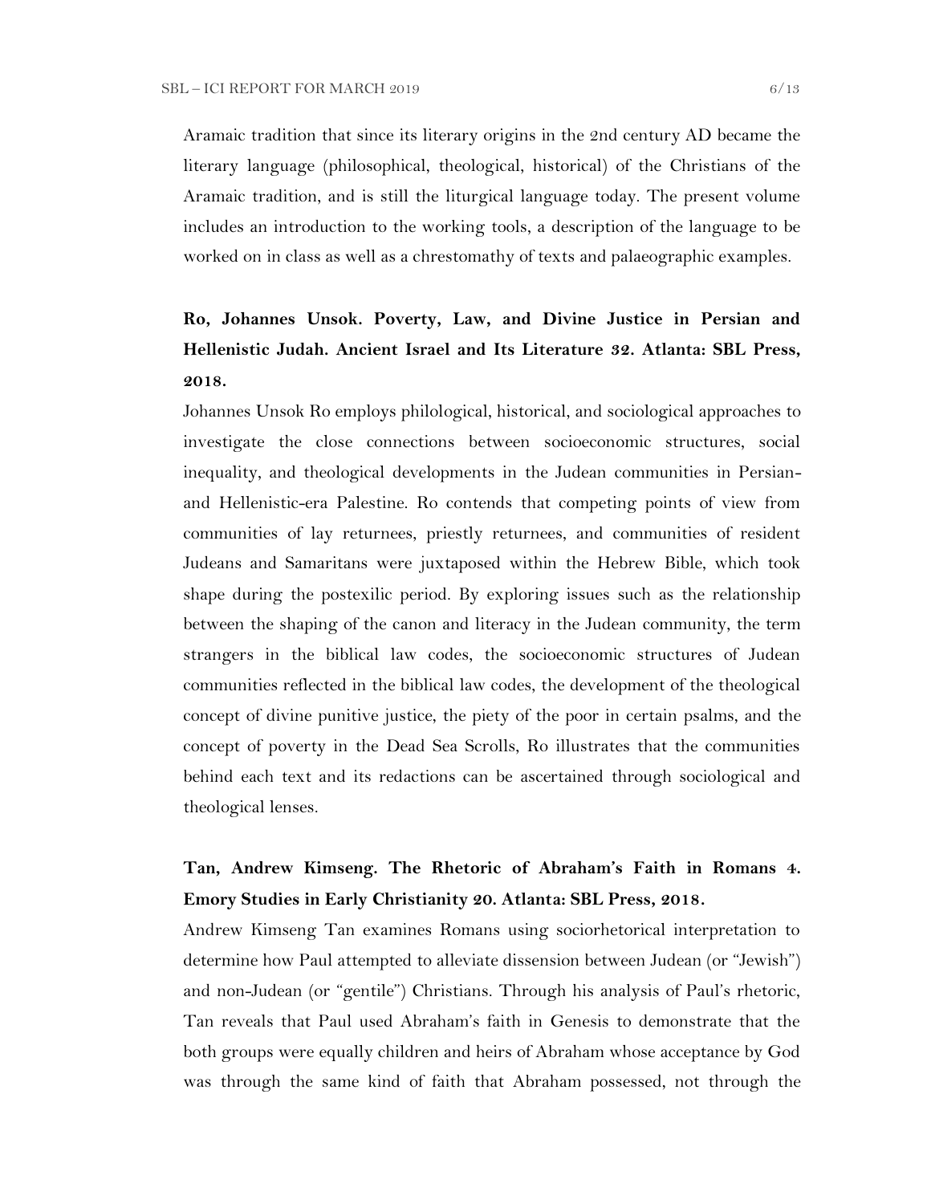Aramaic tradition that since its literary origins in the 2nd century AD became the literary language (philosophical, theological, historical) of the Christians of the Aramaic tradition, and is still the liturgical language today. The present volume includes an introduction to the working tools, a description of the language to be worked on in class as well as a chrestomathy of texts and palaeographic examples.

**Ro, Johannes Unsok. Poverty, Law, and Divine Justice in Persian and Hellenistic Judah. Ancient Israel and Its Literature 32. Atlanta: SBL Press, 2018.**

Johannes Unsok Ro employs philological, historical, and sociological approaches to investigate the close connections between socioeconomic structures, social inequality, and theological developments in the Judean communities in Persian- and Hellenistic-era Palestine. Ro contends that competing points of view from communities of lay returnees, priestly returnees, and communities of resident Judeans and Samaritans were juxtaposed within the Hebrew Bible, which took shape during the postexilic period. By exploring issues such as the relationship between the shaping of the canon and literacy in the Judean community, the term strangers in the biblical law codes, the socioeconomic structures of Judean communities reflected in the biblical law codes, the development of the theological concept of divine punitive justice, the piety of the poor in certain psalms, and the concept of poverty in the Dead Sea Scrolls, Ro illustrates that the communities behind each text and its redactions can be ascertained through sociological and theological lenses.

**Tan, Andrew Kimseng. The Rhetoric of Abraham's Faith in Romans 4. Emory Studies in Early Christianity 20. Atlanta: SBL Press, 2018.**

Andrew Kimseng Tan examines Romans using sociorhetorical interpretation to determine how Paul attempted to alleviate dissension between Judean (or "Jewish") and non-Judean (or "gentile") Christians. Through his analysis of Paul's rhetoric, Tan reveals that Paul used Abraham's faith in Genesis to demonstrate that the both groups were equally children and heirs of Abraham whose acceptance by God was through the same kind of faith that Abraham possessed, not through the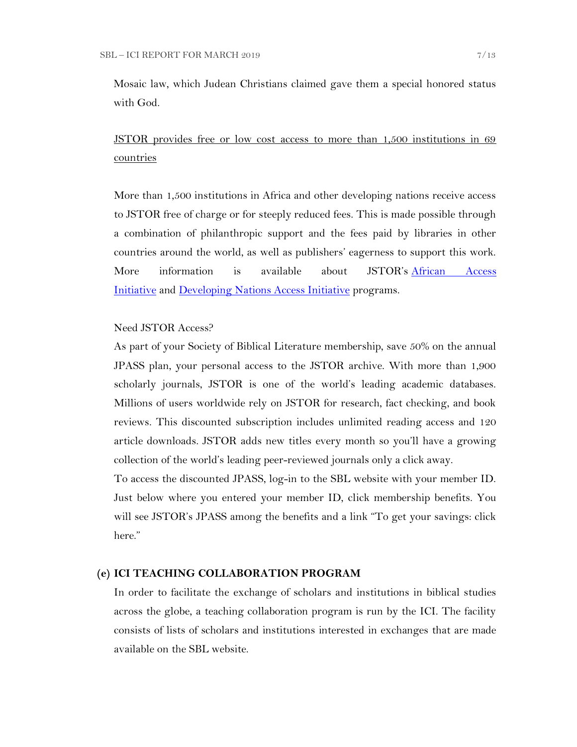Mosaic law, which Judean Christians claimed gave them a special honored status with God.

<u>JSTOR provides free or low cost access to more than 1,500 institutions in 69 countries</u>

More than 1,500 institutions in Africa and other developing nations receive access to JSTOR free of charge or for steeply reduced fees. This is made possible through a combination of philanthropic support and the fees paid by libraries in other countries around the world, as well as publishers' eagerness to support this work. More information is available about JSTOR's African Access Initiative and Developing Nations Access Initiative programs.

Need JSTOR Access?

As part of your Society of Biblical Literature membership, save 50% on the annual JPASS plan, your personal access to the JSTOR archive. With more than 1,900 scholarly journals, JSTOR is one of the world's leading academic databases. Millions of users worldwide rely on JSTOR for research, fact checking, and book reviews. This discounted subscription includes unlimited reading access and 120 article downloads. JSTOR adds new titles every month so you'll have a growing collection of the world's leading peer-reviewed journals only a click away.

To access the discounted JPASS, log-in to the SBL website with your member ID. Just below where you entered your member ID, click membership benefits. You will see JSTOR's JPASS among the benefits and a link "To get your savings: click here."

### (e) ICI TEACHING COLLABORATION PROGRAM

In order to facilitate the exchange of scholars and institutions in biblical studies across the globe, a teaching collaboration program is run by the ICI. The facility consists of lists of scholars and institutions interested in exchanges that are made available on the SBL website.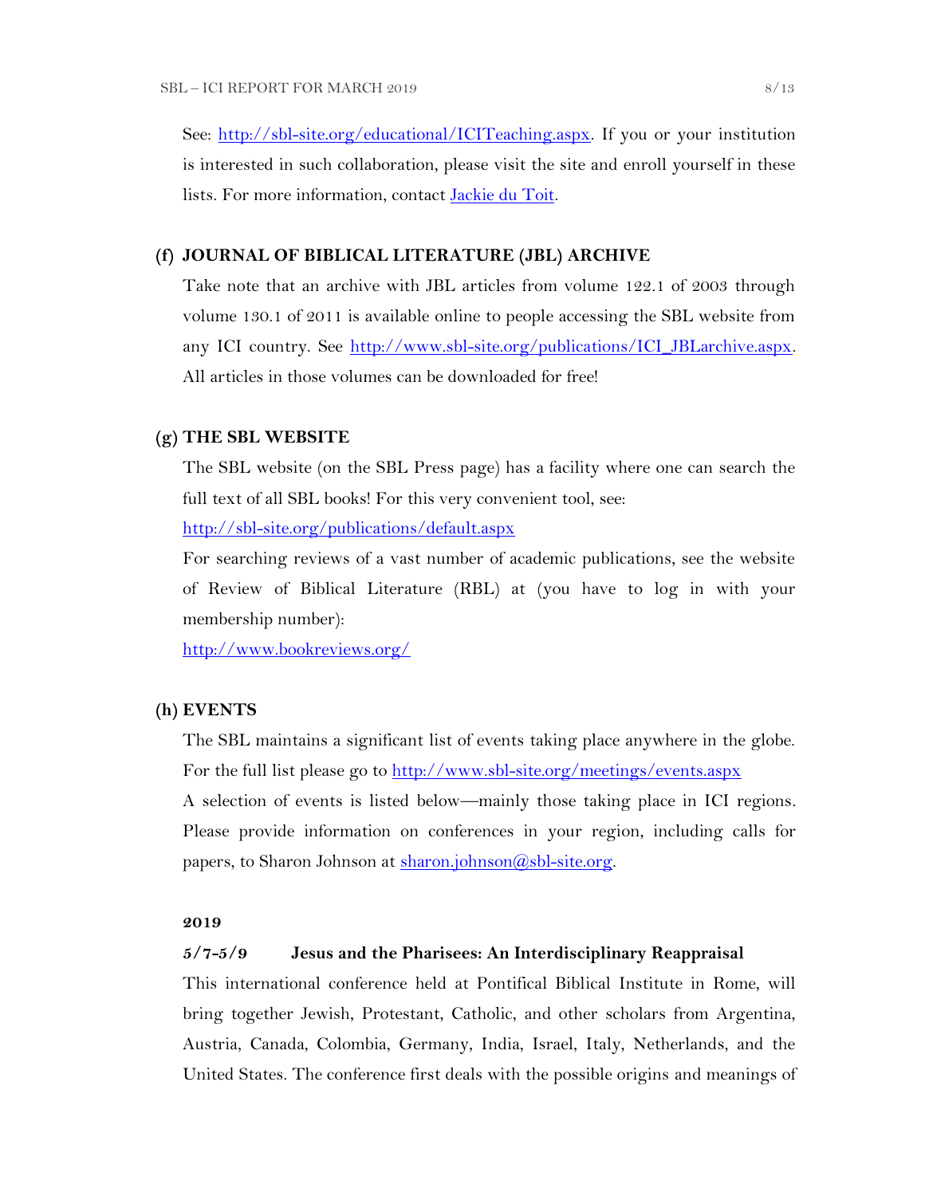See: [http://sbl-site.org/educational/ICITeaching.aspx](http://sbl-site.org/educational/ICITeaching.aspx). If you or your institution is interested in such collaboration, please visit the site and enroll yourself in these lists. For more information, contact [Jackie du Toit](#).

### (f) JOURNAL OF BIBLICAL LITERATURE (JBL) ARCHIVE

Take note that an archive with JBL articles from volume 122.1 of 2003 through volume 130.1 of 2011 is available online to people accessing the SBL website from any ICI country. See [http://www.sbl-site.org/publications/ICI_JBLarchive.aspx](http://www.sbl-site.org/publications/ICI_JBLarchive.aspx). All articles in those volumes can be downloaded for free!

### (g) THE SBL WEBSITE

The SBL website (on the SBL Press page) has a facility where one can search the full text of all SBL books! For this very convenient tool, see:
[http://sbl-site.org/publications/default.aspx](http://sbl-site.org/publications/default.aspx)

For searching reviews of a vast number of academic publications, see the website of Review of Biblical Literature (RBL) at (you have to log in with your membership number):
[http://www.bookreviews.org/](http://www.bookreviews.org/)

### (h) EVENTS

The SBL maintains a significant list of events taking place anywhere in the globe. For the full list please go to [http://www.sbl-site.org/meetings/events.aspx](http://www.sbl-site.org/meetings/events.aspx)

A selection of events is listed below—mainly those taking place in ICI regions. Please provide information on conferences in your region, including calls for papers, to Sharon Johnson at [sharon.johnson@sbl-site.org](mailto:sharon.johnson@sbl-site.org).

**2019**

**5/7-5/9 Jesus and the Pharisees: An Interdisciplinary Reappraisal**

This international conference held at Pontifical Biblical Institute in Rome, will bring together Jewish, Protestant, Catholic, and other scholars from Argentina, Austria, Canada, Colombia, Germany, India, Israel, Italy, Netherlands, and the United States. The conference first deals with the possible origins and meanings of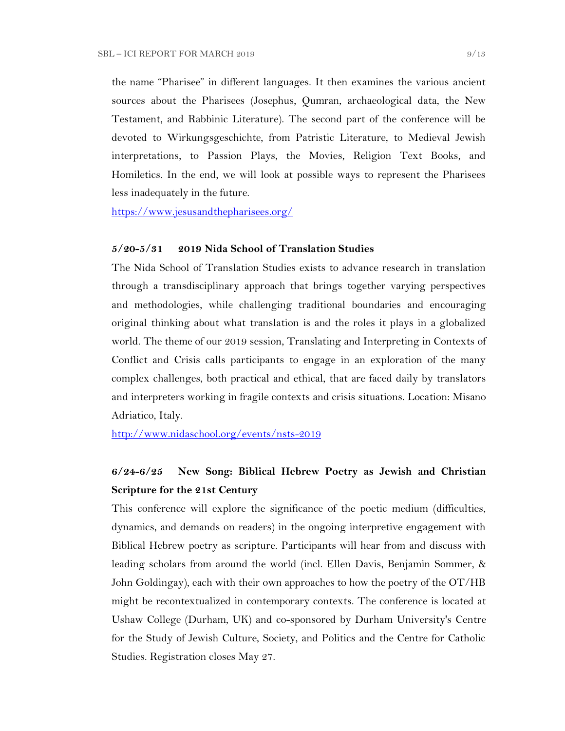the name "Pharisee" in different languages. It then examines the various ancient sources about the Pharisees (Josephus, Qumran, archaeological data, the New Testament, and Rabbinic Literature). The second part of the conference will be devoted to Wirkungsgeschichte, from Patristic Literature, to Medieval Jewish interpretations, to Passion Plays, the Movies, Religion Text Books, and Homiletics. In the end, we will look at possible ways to represent the Pharisees less inadequately in the future.

https://www.jesusandthepharisees.org/

**5/20-5/31 2019 Nida School of Translation Studies**

The Nida School of Translation Studies exists to advance research in translation through a transdisciplinary approach that brings together varying perspectives and methodologies, while challenging traditional boundaries and encouraging original thinking about what translation is and the roles it plays in a globalized world. The theme of our 2019 session, Translating and Interpreting in Contexts of Conflict and Crisis calls participants to engage in an exploration of the many complex challenges, both practical and ethical, that are faced daily by translators and interpreters working in fragile contexts and crisis situations. Location: Misano Adriatico, Italy.

http://www.nidaschool.org/events/nsts-2019

**6/24-6/25 New Song: Biblical Hebrew Poetry as Jewish and Christian Scripture for the 21st Century**

This conference will explore the significance of the poetic medium (difficulties, dynamics, and demands on readers) in the ongoing interpretive engagement with Biblical Hebrew poetry as scripture. Participants will hear from and discuss with leading scholars from around the world (incl. Ellen Davis, Benjamin Sommer, & John Goldingay), each with their own approaches to how the poetry of the OT/HB might be recontextualized in contemporary contexts. The conference is located at Ushaw College (Durham, UK) and co-sponsored by Durham University's Centre for the Study of Jewish Culture, Society, and Politics and the Centre for Catholic Studies. Registration closes May 27.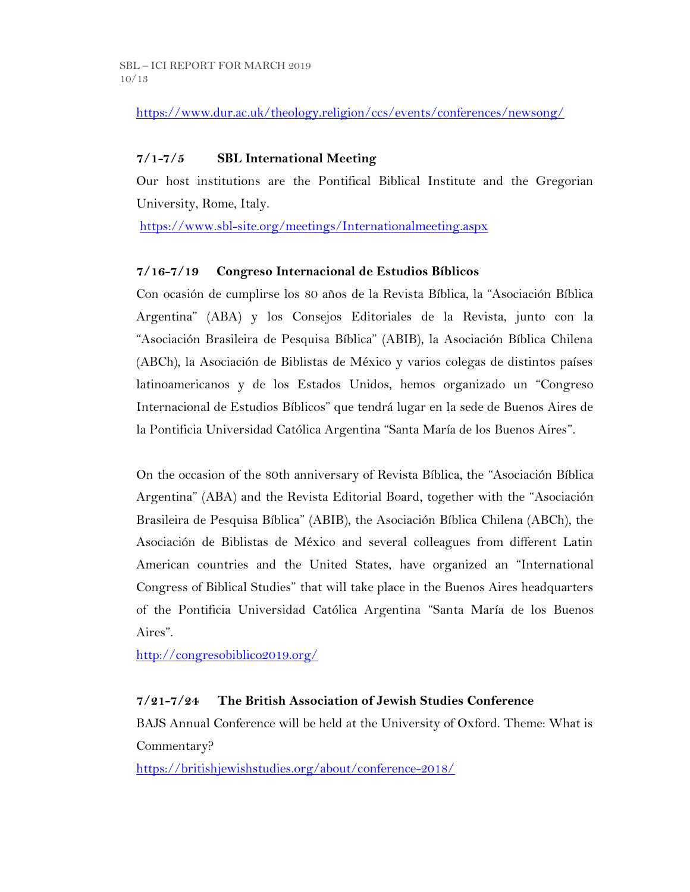https://www.dur.ac.uk/theology.religion/ccs/events/conferences/newsong/

**7/1-7/5 SBL International Meeting**

Our host institutions are the Pontifical Biblical Institute and the Gregorian University, Rome, Italy.

https://www.sbl-site.org/meetings/Internationalmeeting.aspx

**7/16-7/19 Congreso Internacional de Estudios Bíblicos**

Con ocasión de cumplirse los 80 años de la Revista Bíblica, la "Asociación Bíblica Argentina" (ABA) y los Consejos Editoriales de la Revista, junto con la "Asociación Brasileira de Pesquisa Bíblica" (ABIB), la Asociación Bíblica Chilena (ABCh), la Asociación de Biblistas de México y varios colegas de distintos países latinoamericanos y de los Estados Unidos, hemos organizado un "Congreso Internacional de Estudios Bíblicos" que tendrá lugar en la sede de Buenos Aires de la Pontificia Universidad Católica Argentina "Santa María de los Buenos Aires".

On the occasion of the 80th anniversary of Revista Bíblica, the "Asociación Bíblica Argentina" (ABA) and the Revista Editorial Board, together with the "Asociación Brasileira de Pesquisa Bíblica" (ABIB), the Asociación Bíblica Chilena (ABCh), the Asociación de Biblistas de México and several colleagues from different Latin American countries and the United States, have organized an "International Congress of Biblical Studies" that will take place in the Buenos Aires headquarters of the Pontificia Universidad Católica Argentina "Santa María de los Buenos Aires".

http://congresobiblico2019.org/

**7/21-7/24 The British Association of Jewish Studies Conference**

BAJS Annual Conference will be held at the University of Oxford. Theme: What is Commentary?

https://britishjewishstudies.org/about/conference-2018/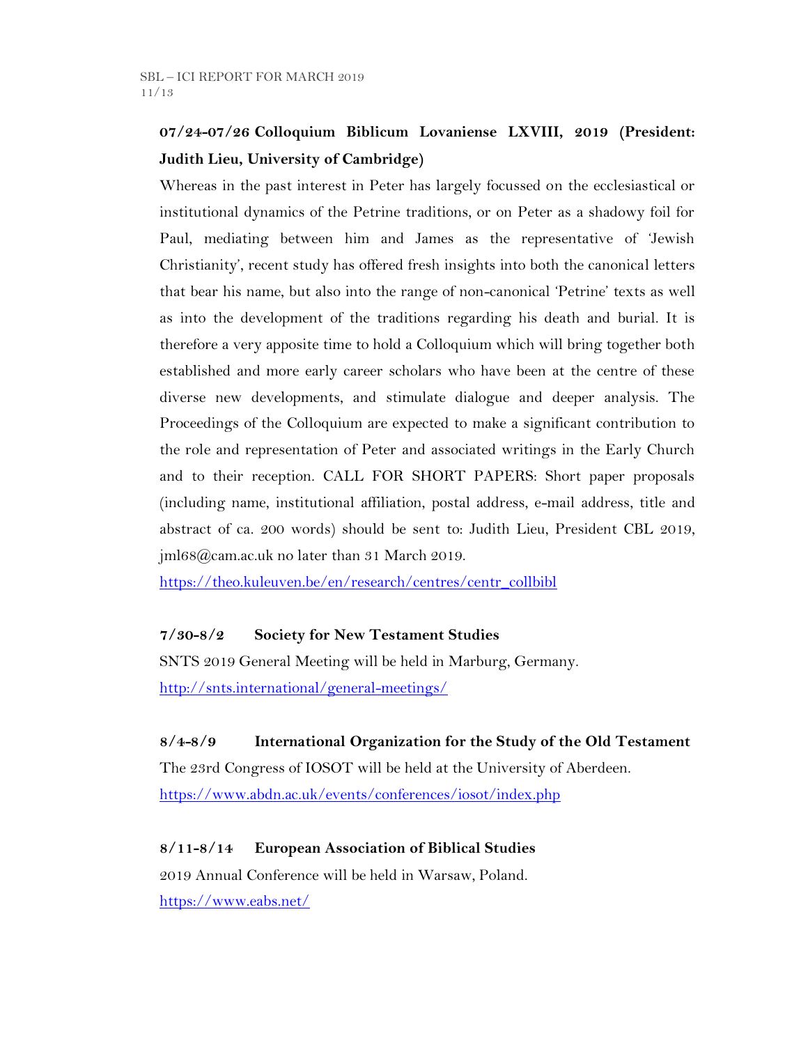**07/24-07/26 Colloquium Biblicum Lovaniense LXVIII, 2019 (President: Judith Lieu, University of Cambridge)**

Whereas in the past interest in Peter has largely focussed on the ecclesiastical or institutional dynamics of the Petrine traditions, or on Peter as a shadowy foil for Paul, mediating between him and James as the representative of 'Jewish Christianity', recent study has offered fresh insights into both the canonical letters that bear his name, but also into the range of non-canonical 'Petrine' texts as well as into the development of the traditions regarding his death and burial. It is therefore a very apposite time to hold a Colloquium which will bring together both established and more early career scholars who have been at the centre of these diverse new developments, and stimulate dialogue and deeper analysis. The Proceedings of the Colloquium are expected to make a significant contribution to the role and representation of Peter and associated writings in the Early Church and to their reception. CALL FOR SHORT PAPERS: Short paper proposals (including name, institutional affiliation, postal address, e-mail address, title and abstract of ca. 200 words) should be sent to: Judith Lieu, President CBL 2019, jml68@cam.ac.uk no later than 31 March 2019.

https://theo.kuleuven.be/en/research/centres/centr_collbibl

**7/30-8/2 Society for New Testament Studies**

SNTS 2019 General Meeting will be held in Marburg, Germany.

http://snts.international/general-meetings/

**8/4-8/9 International Organization for the Study of the Old Testament**

The 23rd Congress of IOSOT will be held at the University of Aberdeen.

https://www.abdn.ac.uk/events/conferences/iosot/index.php

**8/11-8/14 European Association of Biblical Studies**

2019 Annual Conference will be held in Warsaw, Poland.

https://www.eabs.net/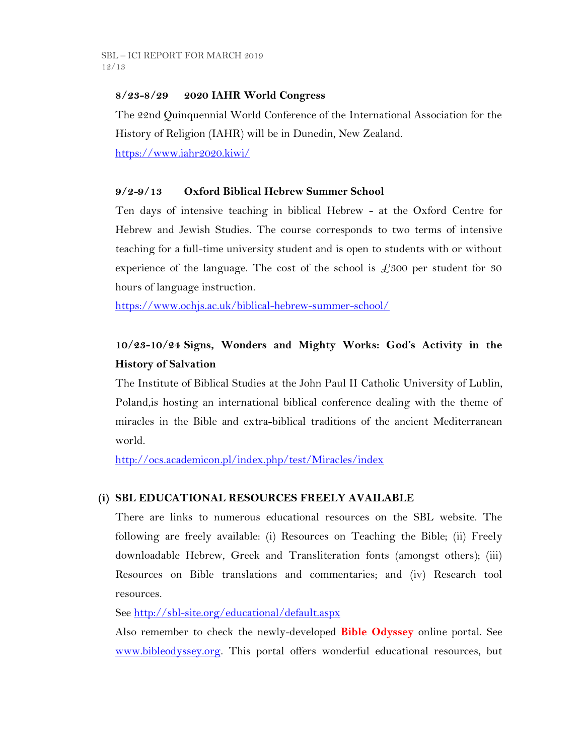**8/23-8/29 2020 IAHR World Congress**

The 22nd Quinquennial World Conference of the International Association for the History of Religion (IAHR) will be in Dunedin, New Zealand.

https://www.iahr2020.kiwi/

**9/2-9/13 Oxford Biblical Hebrew Summer School**

Ten days of intensive teaching in biblical Hebrew - at the Oxford Centre for Hebrew and Jewish Studies. The course corresponds to two terms of intensive teaching for a full-time university student and is open to students with or without experience of the language. The cost of the school is £300 per student for 30 hours of language instruction.

https://www.ochjs.ac.uk/biblical-hebrew-summer-school/

**10/23-10/24 Signs, Wonders and Mighty Works: God's Activity in the History of Salvation**

The Institute of Biblical Studies at the John Paul II Catholic University of Lublin, Poland,is hosting an international biblical conference dealing with the theme of miracles in the Bible and extra-biblical traditions of the ancient Mediterranean world.

http://ocs.academicon.pl/index.php/test/Miracles/index

## (i) SBL EDUCATIONAL RESOURCES FREELY AVAILABLE

There are links to numerous educational resources on the SBL website. The following are freely available: (i) Resources on Teaching the Bible; (ii) Freely downloadable Hebrew, Greek and Transliteration fonts (amongst others); (iii) Resources on Bible translations and commentaries; and (iv) Research tool resources.

See http://sbl-site.org/educational/default.aspx

Also remember to check the newly-developed **Bible Odyssey** online portal. See www.bibleodyssey.org. This portal offers wonderful educational resources, but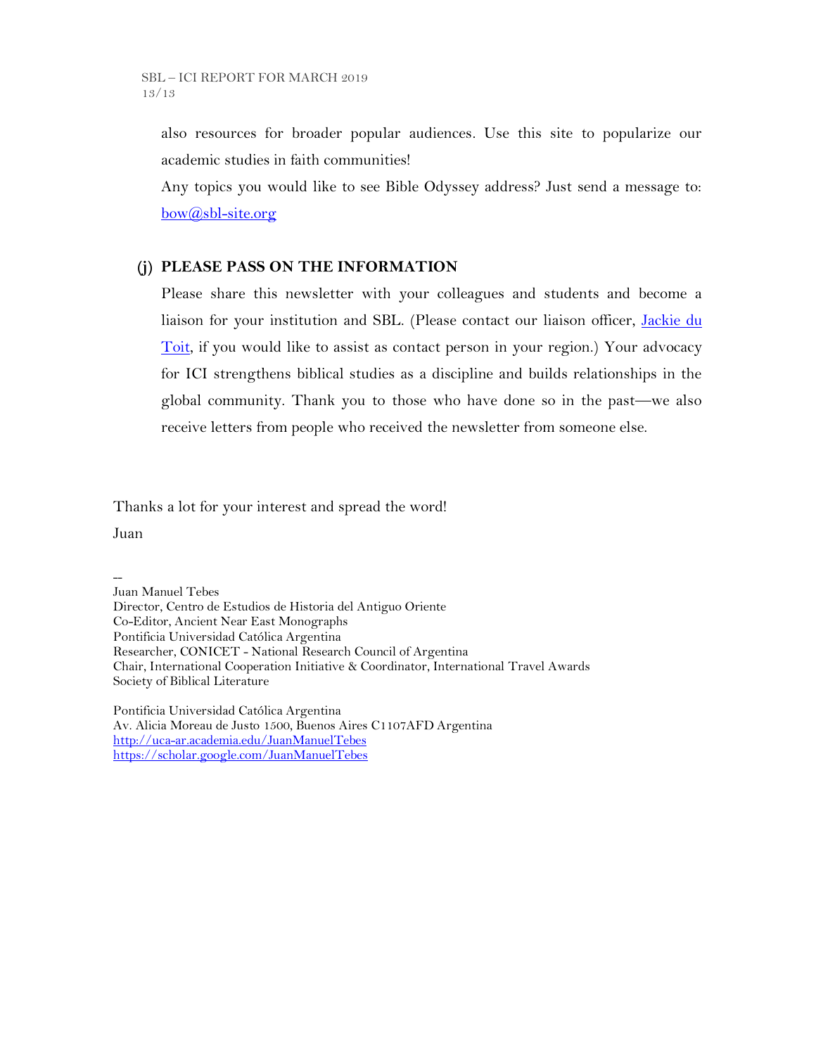also resources for broader popular audiences. Use this site to popularize our academic studies in faith communities!

Any topics you would like to see Bible Odyssey address? Just send a message to: [bow@sbl-site.org](mailto:bow@sbl-site.org)

### (j) PLEASE PASS ON THE INFORMATION

Please share this newsletter with your colleagues and students and become a liaison for your institution and SBL. (Please contact our liaison officer, [Jackie du Toit](), if you would like to assist as contact person in your region.) Your advocacy for ICI strengthens biblical studies as a discipline and builds relationships in the global community. Thank you to those who have done so in the past—we also receive letters from people who received the newsletter from someone else.

Thanks a lot for your interest and spread the word!

Juan

--
Juan Manuel Tebes
Director, Centro de Estudios de Historia del Antiguo Oriente
Co-Editor, Ancient Near East Monographs
Pontificia Universidad Católica Argentina
Researcher, CONICET - National Research Council of Argentina
Chair, International Cooperation Initiative & Coordinator, International Travel Awards
Society of Biblical Literature

Pontificia Universidad Católica Argentina
Av. Alicia Moreau de Justo 1500, Buenos Aires C1107AFD Argentina
[http://uca-ar.academia.edu/JuanManuelTebes](http://uca-ar.academia.edu/JuanManuelTebes)
[https://scholar.google.com/JuanManuelTebes](https://scholar.google.com/JuanManuelTebes)